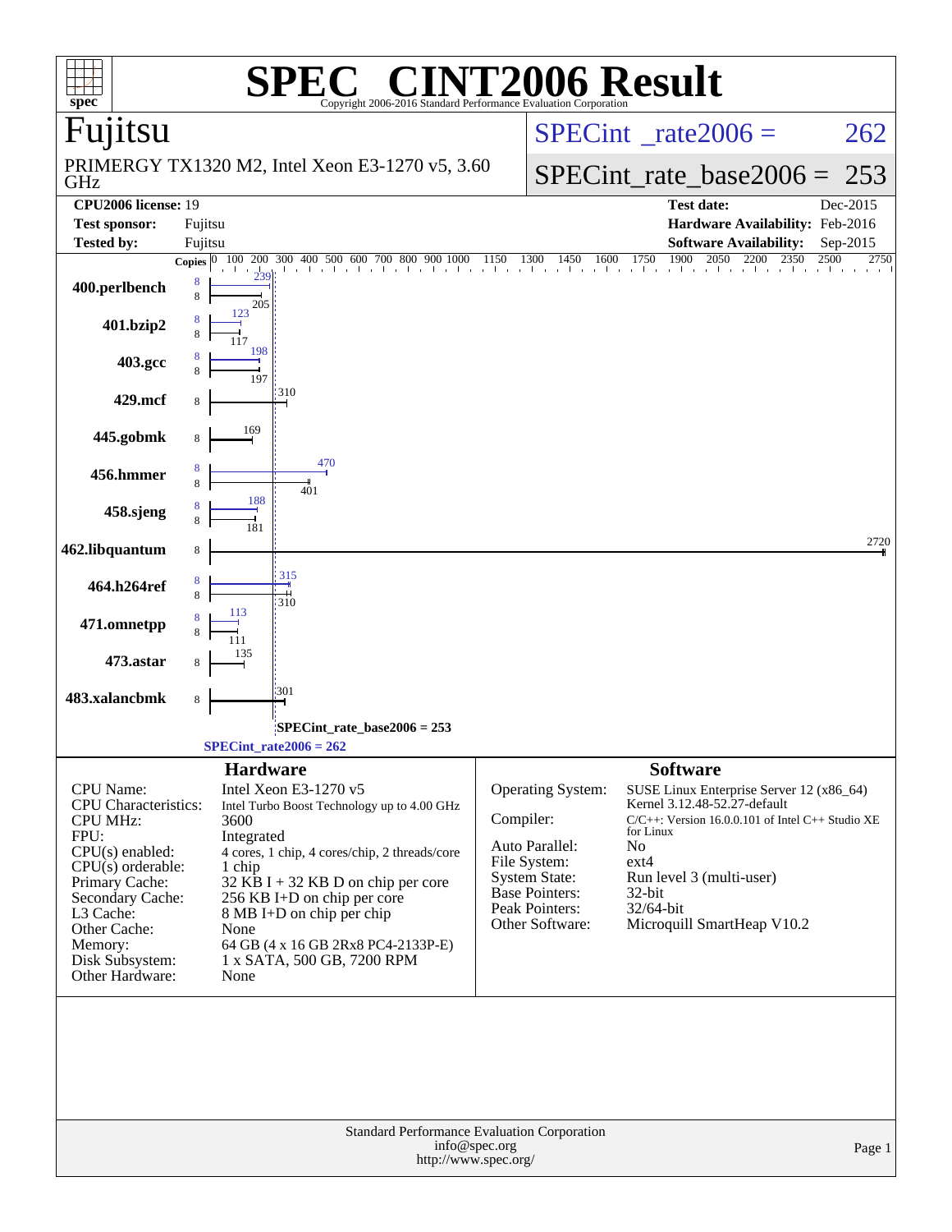# SPEC® CINT2006 Result

Copyright 2006-2016 Standard Performance Evaluation Corporation

## Fujitsu

PRIMERGY TX1320 M2, Intel Xeon E3-1270 v5, 3.60 GHz

SPECint_rate2006 = 262

SPECint_rate_base2006 = 253

| | | | |
|---|---|---|---|
| **CPU2006 license:** 19 | | **Test date:** | Dec-2015 |
| **Test sponsor:** | Fujitsu | **Hardware Availability:** | Feb-2016 |
| **Tested by:** | Fujitsu | **Software Availability:** | Sep-2015 |

| Benchmark | Copies (peak) | Peak | Copies (base) | Base |
|---|---|---|---|---|
| 400.perlbench | 8 | 239 | 8 | 205 |
| 401.bzip2 | 8 | 123 | 8 | 117 |
| 403.gcc | 8 | 198 | 8 | 197 |
| 429.mcf | | | 8 | 310 |
| 445.gobmk | | | 8 | 169 |
| 456.hmmer | 8 | 470 | 8 | 401 |
| 458.sjeng | 8 | 188 | 8 | 181 |
| 462.libquantum | | | 8 | 2720 |
| 464.h264ref | 8 | 315 | 8 | 310 |
| 471.omnetpp | 8 | 113 | 8 | 111 |
| 473.astar | | | 8 | 135 |
| 483.xalancbmk | | | 8 | 301 |

SPECint_rate_base2006 = 253

SPECint_rate2006 = 262

### Hardware

| | |
|---|---|
| CPU Name: | Intel Xeon E3-1270 v5 |
| CPU Characteristics: | Intel Turbo Boost Technology up to 4.00 GHz |
| CPU MHz: | 3600 |
| FPU: | Integrated |
| CPU(s) enabled: | 4 cores, 1 chip, 4 cores/chip, 2 threads/core |
| CPU(s) orderable: | 1 chip |
| Primary Cache: | 32 KB I + 32 KB D on chip per core |
| Secondary Cache: | 256 KB I+D on chip per core |
| L3 Cache: | 8 MB I+D on chip per chip |
| Other Cache: | None |
| Memory: | 64 GB (4 x 16 GB 2Rx8 PC4-2133P-E) |
| Disk Subsystem: | 1 x SATA, 500 GB, 7200 RPM |
| Other Hardware: | None |

### Software

| | |
|---|---|
| Operating System: | SUSE Linux Enterprise Server 12 (x86_64) Kernel 3.12.48-52.27-default |
| Compiler: | C/C++: Version 16.0.0.101 of Intel C++ Studio XE for Linux |
| Auto Parallel: | No |
| File System: | ext4 |
| System State: | Run level 3 (multi-user) |
| Base Pointers: | 32-bit |
| Peak Pointers: | 32/64-bit |
| Other Software: | Microquill SmartHeap V10.2 |

Standard Performance Evaluation Corporation
info@spec.org
http://www.spec.org/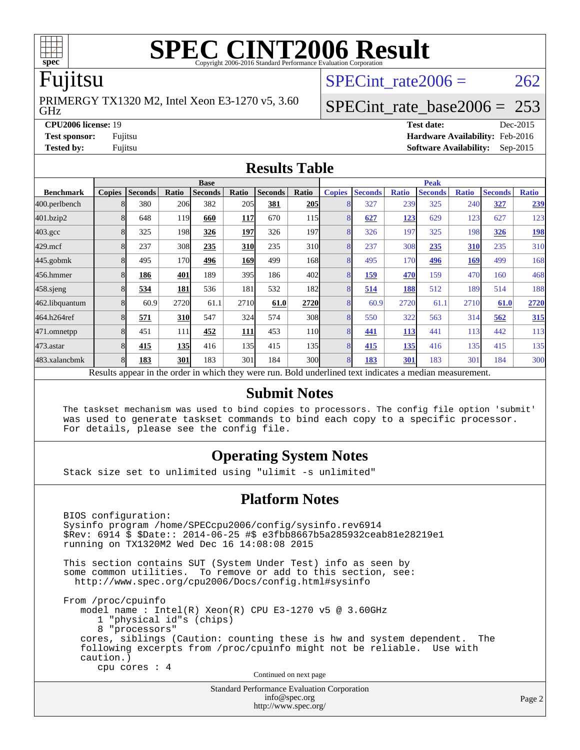# SPEC CINT2006 Result

Copyright 2006-2016 Standard Performance Evaluation Corporation

## Fujitsu

PRIMERGY TX1320 M2, Intel Xeon E3-1270 v5, 3.60 GHz

SPECint_rate2006 = 262

SPECint_rate_base2006 = 253

**CPU2006 license:** 19
**Test sponsor:** Fujitsu
**Tested by:** Fujitsu

**Test date:** Dec-2015
**Hardware Availability:** Feb-2016
**Software Availability:** Sep-2015

## Results Table

| Benchmark | Base | | | | | | | Peak | | | | | | |
|---|---|---|---|---|---|---|---|---|---|---|---|---|---|---|
| | Copies | Seconds | Ratio | Seconds | Ratio | Seconds | Ratio | Copies | Seconds | Ratio | Seconds | Ratio | Seconds | Ratio |
| 400.perlbench | 8 | 380 | 206 | 382 | 205 | **381** | **205** | 8 | 327 | 239 | 325 | 240 | **327** | **239** |
| 401.bzip2 | 8 | 648 | 119 | **660** | **117** | 670 | 115 | 8 | **627** | **123** | 629 | 123 | 627 | 123 |
| 403.gcc | 8 | 325 | 198 | **326** | **197** | 326 | 197 | 8 | 326 | 197 | 325 | 198 | **326** | **198** |
| 429.mcf | 8 | 237 | 308 | **235** | **310** | 235 | 310 | 8 | 237 | 308 | **235** | **310** | 235 | 310 |
| 445.gobmk | 8 | 495 | 170 | **496** | **169** | 499 | 168 | 8 | 495 | 170 | **496** | **169** | 499 | 168 |
| 456.hmmer | 8 | **186** | **401** | 189 | 395 | 186 | 402 | 8 | **159** | **470** | 159 | 470 | 160 | 468 |
| 458.sjeng | 8 | **534** | **181** | 536 | 181 | 532 | 182 | 8 | **514** | **188** | 512 | 189 | 514 | 188 |
| 462.libquantum | 8 | 60.9 | 2720 | 61.1 | 2710 | **61.0** | **2720** | 8 | 60.9 | 2720 | 61.1 | 2710 | **61.0** | **2720** |
| 464.h264ref | 8 | **571** | **310** | 547 | 324 | 574 | 308 | 8 | 550 | 322 | 563 | 314 | **562** | **315** |
| 471.omnetpp | 8 | 451 | 111 | **452** | **111** | 453 | 110 | 8 | **441** | **113** | 441 | 113 | 442 | 113 |
| 473.astar | 8 | **415** | **135** | 416 | 135 | 415 | 135 | 8 | **415** | **135** | 416 | 135 | 415 | 135 |
| 483.xalancbmk | 8 | **183** | **301** | 183 | 301 | 184 | 300 | 8 | **183** | **301** | 183 | 301 | 184 | 300 |

Results appear in the order in which they were run. Bold underlined text indicates a median measurement.

## Submit Notes

```
The taskset mechanism was used to bind copies to processors. The config file option 'submit'
was used to generate taskset commands to bind each copy to a specific processor.
For details, please see the config file.
```

## Operating System Notes

```
Stack size set to unlimited using "ulimit -s unlimited"
```

## Platform Notes

```
BIOS configuration:
Sysinfo program /home/SPECcpu2006/config/sysinfo.rev6914
$Rev: 6914 $ $Date:: 2014-06-25 #$ e3fbb8667b5a285932ceab81e28219e1
running on TX1320M2 Wed Dec 16 14:08:08 2015

This section contains SUT (System Under Test) info as seen by
some common utilities.  To remove or add to this section, see:
  http://www.spec.org/cpu2006/Docs/config.html#sysinfo

From /proc/cpuinfo
   model name : Intel(R) Xeon(R) CPU E3-1270 v5 @ 3.60GHz
      1 "physical id"s (chips)
      8 "processors"
   cores, siblings (Caution: counting these is hw and system dependent.  The
   following excerpts from /proc/cpuinfo might not be reliable.  Use with
   caution.)
      cpu cores : 4
```

Continued on next page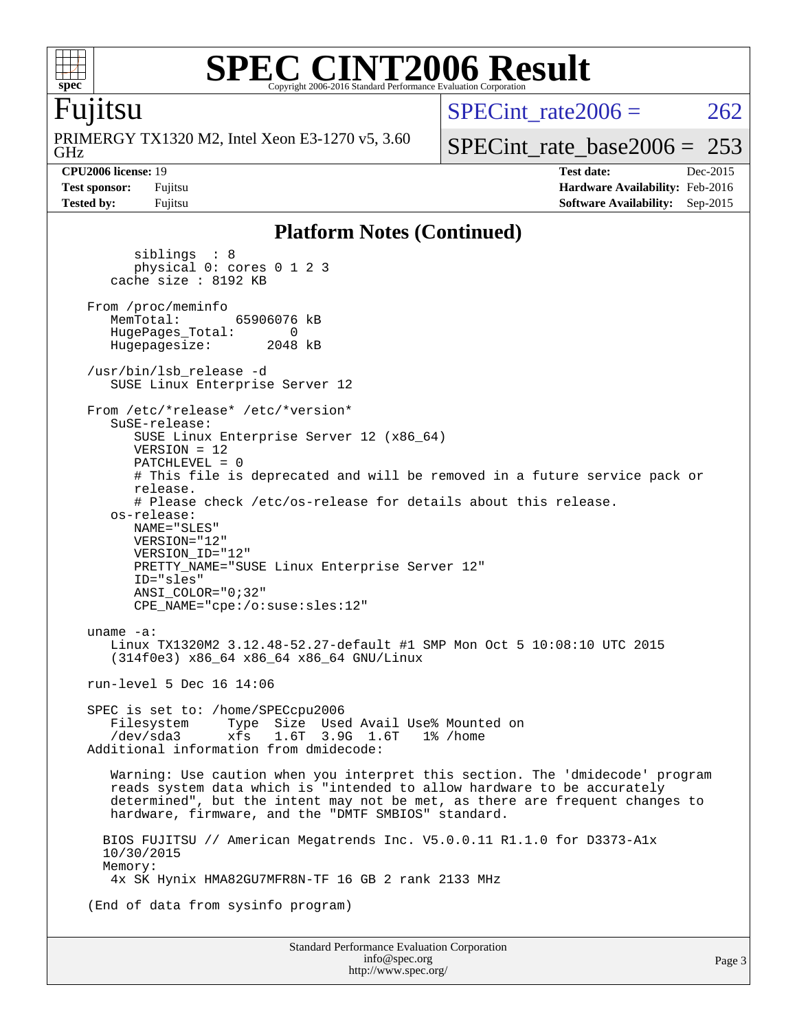# SPEC CINT2006 Result

Copyright 2006-2016 Standard Performance Evaluation Corporation

**Fujitsu**

PRIMERGY TX1320 M2, Intel Xeon E3-1270 v5, 3.60 GHz

SPECint_rate2006 = 262

SPECint_rate_base2006 = 253

**CPU2006 license:** 19 | **Test date:** Dec-2015

**Test sponsor:** Fujitsu | **Hardware Availability:** Feb-2016

**Tested by:** Fujitsu | **Software Availability:** Sep-2015

## Platform Notes (Continued)

```
        siblings  : 8
        physical 0: cores 0 1 2 3
     cache size : 8192 KB

  From /proc/meminfo
     MemTotal:       65906076 kB
     HugePages_Total:       0
     Hugepagesize:       2048 kB

  /usr/bin/lsb_release -d
     SUSE Linux Enterprise Server 12

  From /etc/*release* /etc/*version*
     SuSE-release:
        SUSE Linux Enterprise Server 12 (x86_64)
        VERSION = 12
        PATCHLEVEL = 0
        # This file is deprecated and will be removed in a future service pack or
        release.
        # Please check /etc/os-release for details about this release.
     os-release:
        NAME="SLES"
        VERSION="12"
        VERSION_ID="12"
        PRETTY_NAME="SUSE Linux Enterprise Server 12"
        ID="sles"
        ANSI_COLOR="0;32"
        CPE_NAME="cpe:/o:suse:sles:12"

  uname -a:
     Linux TX1320M2 3.12.48-52.27-default #1 SMP Mon Oct 5 10:08:10 UTC 2015
     (314f0e3) x86_64 x86_64 x86_64 GNU/Linux

  run-level 5 Dec 16 14:06

  SPEC is set to: /home/SPECcpu2006
     Filesystem     Type  Size  Used Avail Use% Mounted on
     /dev/sda3      xfs   1.6T  3.9G  1.6T   1% /home
  Additional information from dmidecode:

     Warning: Use caution when you interpret this section. The 'dmidecode' program
     reads system data which is "intended to allow hardware to be accurately
     determined", but the intent may not be met, as there are frequent changes to
     hardware, firmware, and the "DMTF SMBIOS" standard.

    BIOS FUJITSU // American Megatrends Inc. V5.0.0.11 R1.1.0 for D3373-A1x
    10/30/2015
    Memory:
     4x SK Hynix HMA82GU7MFR8N-TF 16 GB 2 rank 2133 MHz

  (End of data from sysinfo program)
```

Standard Performance Evaluation Corporation
info@spec.org
http://www.spec.org/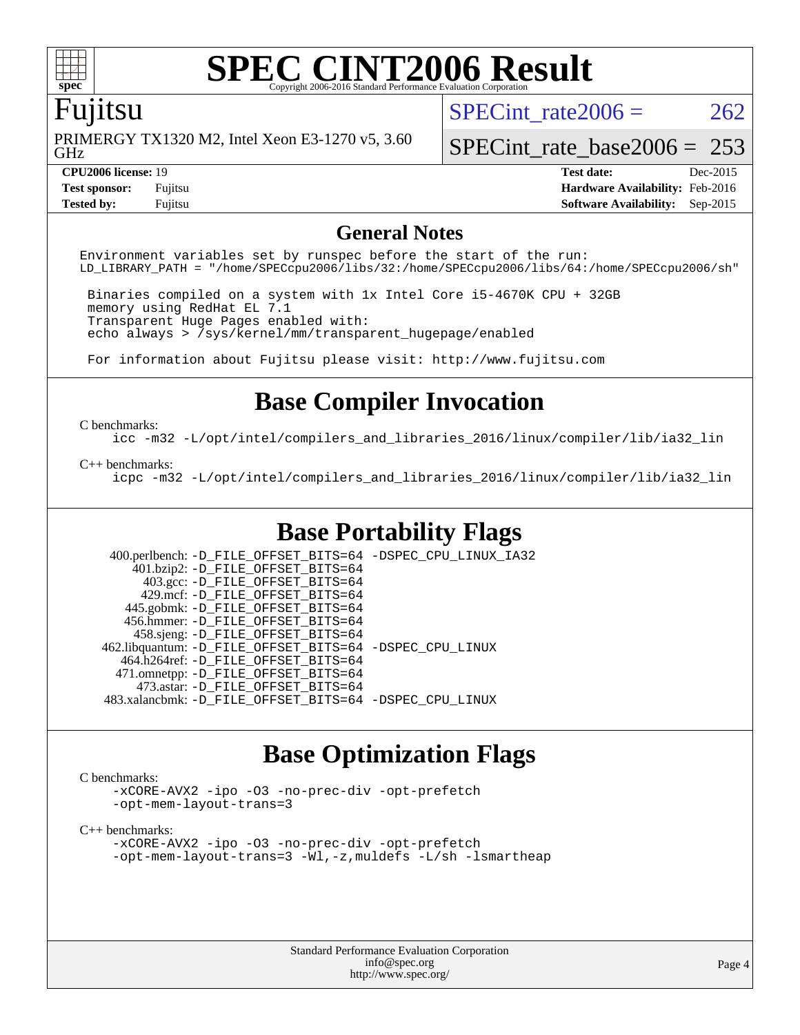# SPEC CINT2006 Result

Copyright 2006-2016 Standard Performance Evaluation Corporation

## Fujitsu

PRIMERGY TX1320 M2, Intel Xeon E3-1270 v5, 3.60 GHz

SPECint_rate2006 = 262

SPECint_rate_base2006 = 253

| | | | |
|---|---|---|---|
| **CPU2006 license:** 19 | | **Test date:** | Dec-2015 |
| **Test sponsor:** | Fujitsu | **Hardware Availability:** | Feb-2016 |
| **Tested by:** | Fujitsu | **Software Availability:** | Sep-2015 |

## General Notes

```
Environment variables set by runspec before the start of the run:
LD_LIBRARY_PATH = "/home/SPECcpu2006/libs/32:/home/SPECcpu2006/libs/64:/home/SPECcpu2006/sh"

 Binaries compiled on a system with 1x Intel Core i5-4670K CPU + 32GB
 memory using RedHat EL 7.1
 Transparent Huge Pages enabled with:
 echo always > /sys/kernel/mm/transparent_hugepage/enabled

 For information about Fujitsu please visit: http://www.fujitsu.com
```

## Base Compiler Invocation

C benchmarks:

```
icc -m32 -L/opt/intel/compilers_and_libraries_2016/linux/compiler/lib/ia32_lin
```

C++ benchmarks:

```
icpc -m32 -L/opt/intel/compilers_and_libraries_2016/linux/compiler/lib/ia32_lin
```

## Base Portability Flags

| | |
|---|---|
| 400.perlbench: | -D_FILE_OFFSET_BITS=64 -DSPEC_CPU_LINUX_IA32 |
| 401.bzip2: | -D_FILE_OFFSET_BITS=64 |
| 403.gcc: | -D_FILE_OFFSET_BITS=64 |
| 429.mcf: | -D_FILE_OFFSET_BITS=64 |
| 445.gobmk: | -D_FILE_OFFSET_BITS=64 |
| 456.hmmer: | -D_FILE_OFFSET_BITS=64 |
| 458.sjeng: | -D_FILE_OFFSET_BITS=64 |
| 462.libquantum: | -D_FILE_OFFSET_BITS=64 -DSPEC_CPU_LINUX |
| 464.h264ref: | -D_FILE_OFFSET_BITS=64 |
| 471.omnetpp: | -D_FILE_OFFSET_BITS=64 |
| 473.astar: | -D_FILE_OFFSET_BITS=64 |
| 483.xalancbmk: | -D_FILE_OFFSET_BITS=64 -DSPEC_CPU_LINUX |

## Base Optimization Flags

C benchmarks:

```
-xCORE-AVX2 -ipo -O3 -no-prec-div -opt-prefetch
-opt-mem-layout-trans=3
```

C++ benchmarks:

```
-xCORE-AVX2 -ipo -O3 -no-prec-div -opt-prefetch
-opt-mem-layout-trans=3 -Wl,-z,muldefs -L/sh -lsmartheap
```

Standard Performance Evaluation Corporation
info@spec.org
http://www.spec.org/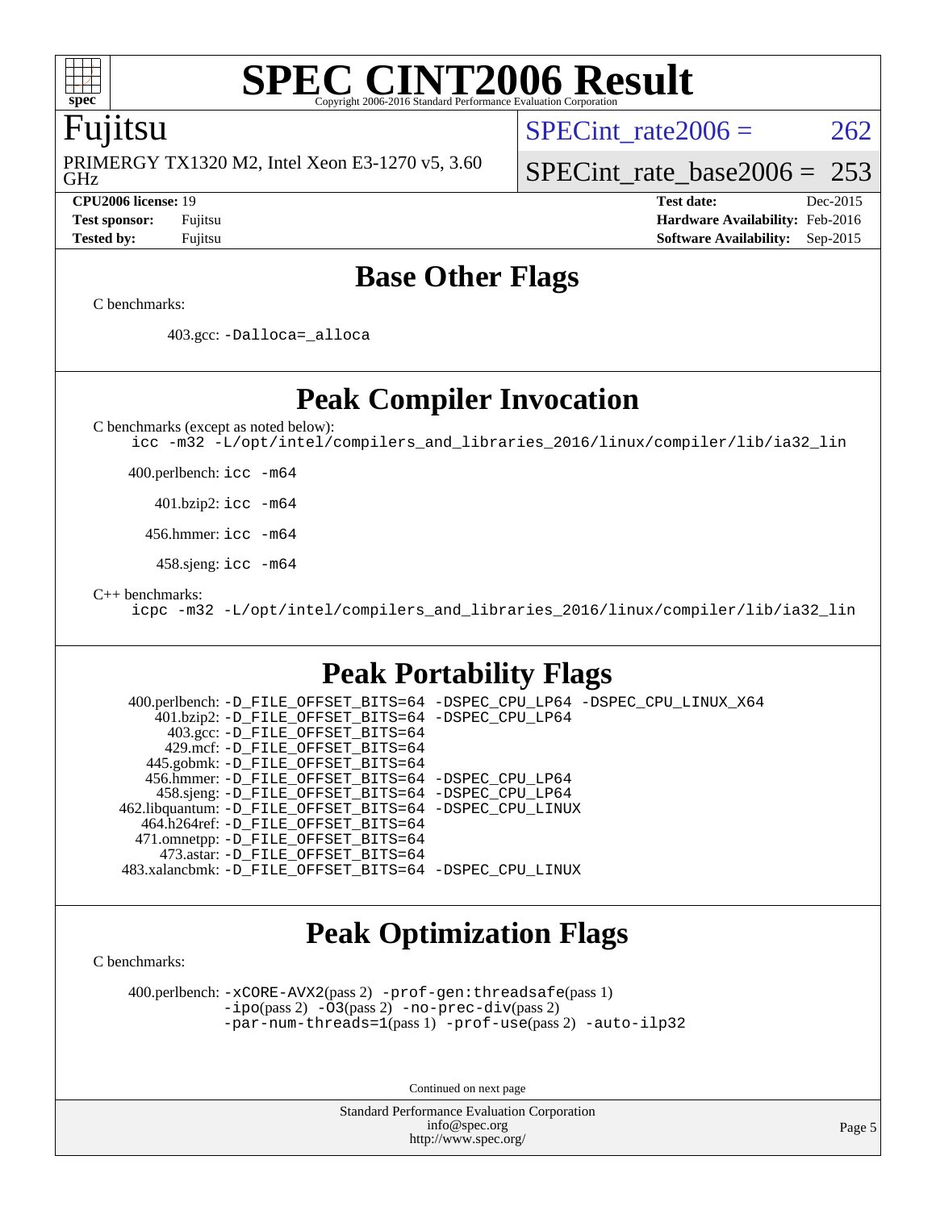# SPEC CINT2006 Result

Copyright 2006-2016 Standard Performance Evaluation Corporation

## Fujitsu

PRIMERGY TX1320 M2, Intel Xeon E3-1270 v5, 3.60 GHz

SPECint_rate2006 = 262

SPECint_rate_base2006 = 253

**CPU2006 license:** 19
**Test sponsor:** Fujitsu
**Tested by:** Fujitsu

**Test date:** Dec-2015
**Hardware Availability:** Feb-2016
**Software Availability:** Sep-2015

## Base Other Flags

C benchmarks:

403.gcc: `-Dalloca=_alloca`

## Peak Compiler Invocation

C benchmarks (except as noted below):
`icc -m32 -L/opt/intel/compilers_and_libraries_2016/linux/compiler/lib/ia32_lin`

400.perlbench: `icc -m64`

401.bzip2: `icc -m64`

456.hmmer: `icc -m64`

458.sjeng: `icc -m64`

C++ benchmarks:
`icpc -m32 -L/opt/intel/compilers_and_libraries_2016/linux/compiler/lib/ia32_lin`

## Peak Portability Flags

400.perlbench: `-D_FILE_OFFSET_BITS=64 -DSPEC_CPU_LP64 -DSPEC_CPU_LINUX_X64`
401.bzip2: `-D_FILE_OFFSET_BITS=64 -DSPEC_CPU_LP64`
403.gcc: `-D_FILE_OFFSET_BITS=64`
429.mcf: `-D_FILE_OFFSET_BITS=64`
445.gobmk: `-D_FILE_OFFSET_BITS=64`
456.hmmer: `-D_FILE_OFFSET_BITS=64 -DSPEC_CPU_LP64`
458.sjeng: `-D_FILE_OFFSET_BITS=64 -DSPEC_CPU_LP64`
462.libquantum: `-D_FILE_OFFSET_BITS=64 -DSPEC_CPU_LINUX`
464.h264ref: `-D_FILE_OFFSET_BITS=64`
471.omnetpp: `-D_FILE_OFFSET_BITS=64`
473.astar: `-D_FILE_OFFSET_BITS=64`
483.xalancbmk: `-D_FILE_OFFSET_BITS=64 -DSPEC_CPU_LINUX`

## Peak Optimization Flags

C benchmarks:

400.perlbench: `-xCORE-AVX2`(pass 2) `-prof-gen:threadsafe`(pass 1) `-ipo`(pass 2) `-O3`(pass 2) `-no-prec-div`(pass 2) `-par-num-threads=1`(pass 1) `-prof-use`(pass 2) `-auto-ilp32`

Continued on next page

Standard Performance Evaluation Corporation
info@spec.org
http://www.spec.org/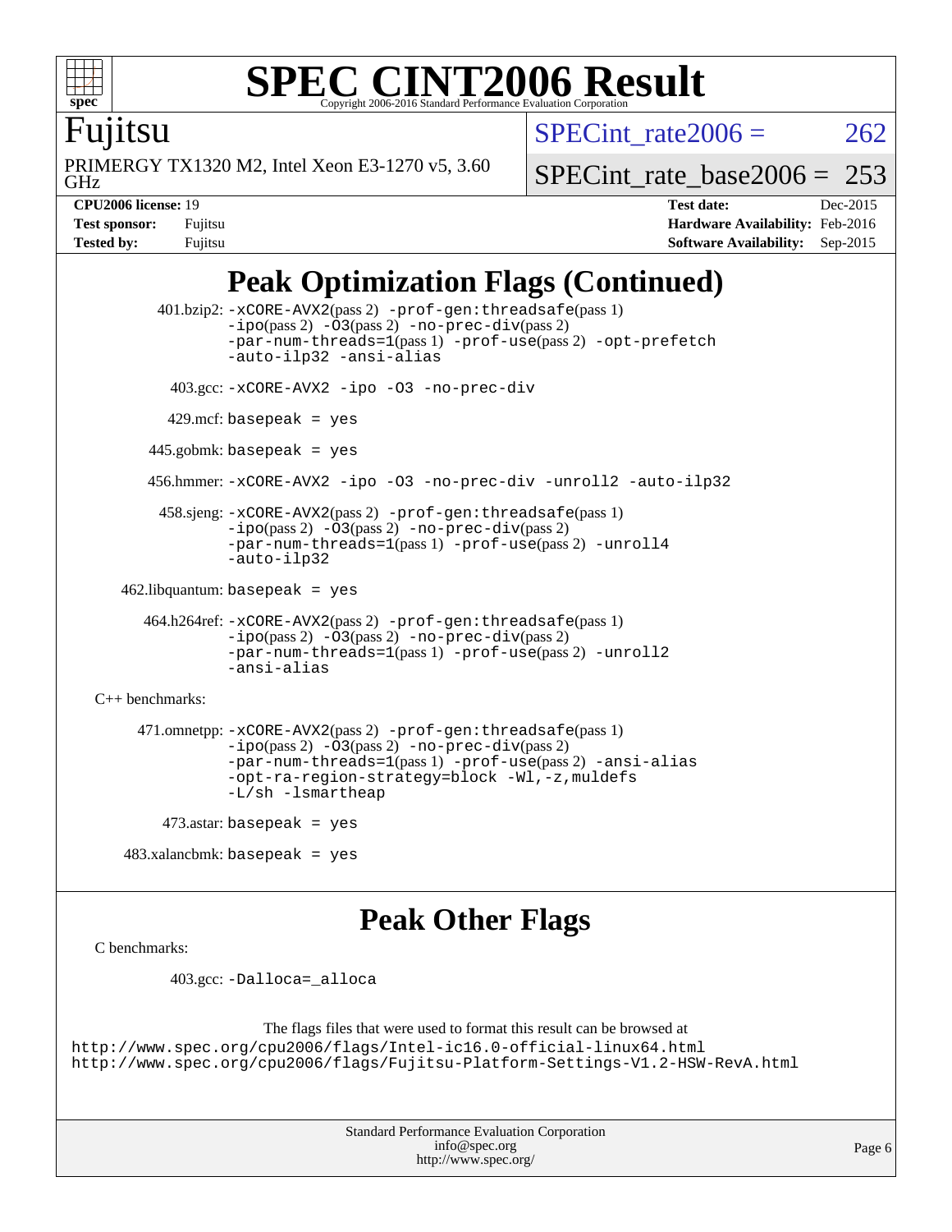# SPEC CINT2006 Result

Copyright 2006-2016 Standard Performance Evaluation Corporation

## Fujitsu

PRIMERGY TX1320 M2, Intel Xeon E3-1270 v5, 3.60 GHz

SPECint_rate2006 = 262

SPECint_rate_base2006 = 253

| | | | |
|---|---|---|---|
| **CPU2006 license:** 19 | | **Test date:** | Dec-2015 |
| **Test sponsor:** | Fujitsu | **Hardware Availability:** | Feb-2016 |
| **Tested by:** | Fujitsu | **Software Availability:** | Sep-2015 |

## Peak Optimization Flags (Continued)

401.bzip2: -xCORE-AVX2(pass 2) -prof-gen:threadsafe(pass 1) -ipo(pass 2) -O3(pass 2) -no-prec-div(pass 2) -par-num-threads=1(pass 1) -prof-use(pass 2) -opt-prefetch -auto-ilp32 -ansi-alias

403.gcc: -xCORE-AVX2 -ipo -O3 -no-prec-div

429.mcf: basepeak = yes

445.gobmk: basepeak = yes

456.hmmer: -xCORE-AVX2 -ipo -O3 -no-prec-div -unroll2 -auto-ilp32

458.sjeng: -xCORE-AVX2(pass 2) -prof-gen:threadsafe(pass 1) -ipo(pass 2) -O3(pass 2) -no-prec-div(pass 2) -par-num-threads=1(pass 1) -prof-use(pass 2) -unroll4 -auto-ilp32

462.libquantum: basepeak = yes

464.h264ref: -xCORE-AVX2(pass 2) -prof-gen:threadsafe(pass 1) -ipo(pass 2) -O3(pass 2) -no-prec-div(pass 2) -par-num-threads=1(pass 1) -prof-use(pass 2) -unroll2 -ansi-alias

C++ benchmarks:

471.omnetpp: -xCORE-AVX2(pass 2) -prof-gen:threadsafe(pass 1) -ipo(pass 2) -O3(pass 2) -no-prec-div(pass 2) -par-num-threads=1(pass 1) -prof-use(pass 2) -ansi-alias -opt-ra-region-strategy=block -Wl,-z,muldefs -L/sh -lsmartheap

473.astar: basepeak = yes

483.xalancbmk: basepeak = yes

## Peak Other Flags

C benchmarks:

403.gcc: -Dalloca=_alloca

The flags files that were used to format this result can be browsed at
http://www.spec.org/cpu2006/flags/Intel-ic16.0-official-linux64.html
http://www.spec.org/cpu2006/flags/Fujitsu-Platform-Settings-V1.2-HSW-RevA.html

Standard Performance Evaluation Corporation
info@spec.org
http://www.spec.org/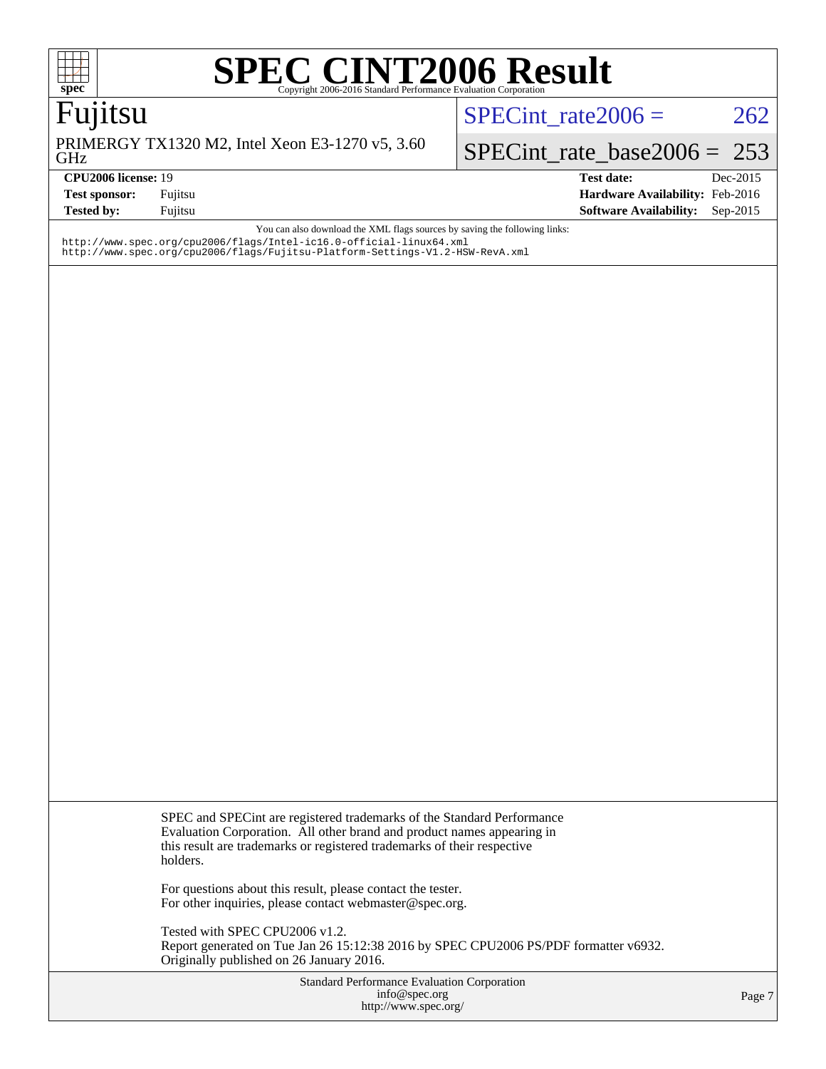You can also download the XML flags sources by saving the following links:

http://www.spec.org/cpu2006/flags/Intel-ic16.0-official-linux64.xml
http://www.spec.org/cpu2006/flags/Fujitsu-Platform-Settings-V1.2-HSW-RevA.xml

SPEC and SPECint are registered trademarks of the Standard Performance Evaluation Corporation. All other brand and product names appearing in this result are trademarks or registered trademarks of their respective holders.

For questions about this result, please contact the tester.
For other inquiries, please contact webmaster@spec.org.

Tested with SPEC CPU2006 v1.2.
Report generated on Tue Jan 26 15:12:38 2016 by SPEC CPU2006 PS/PDF formatter v6932.
Originally published on 26 January 2016.